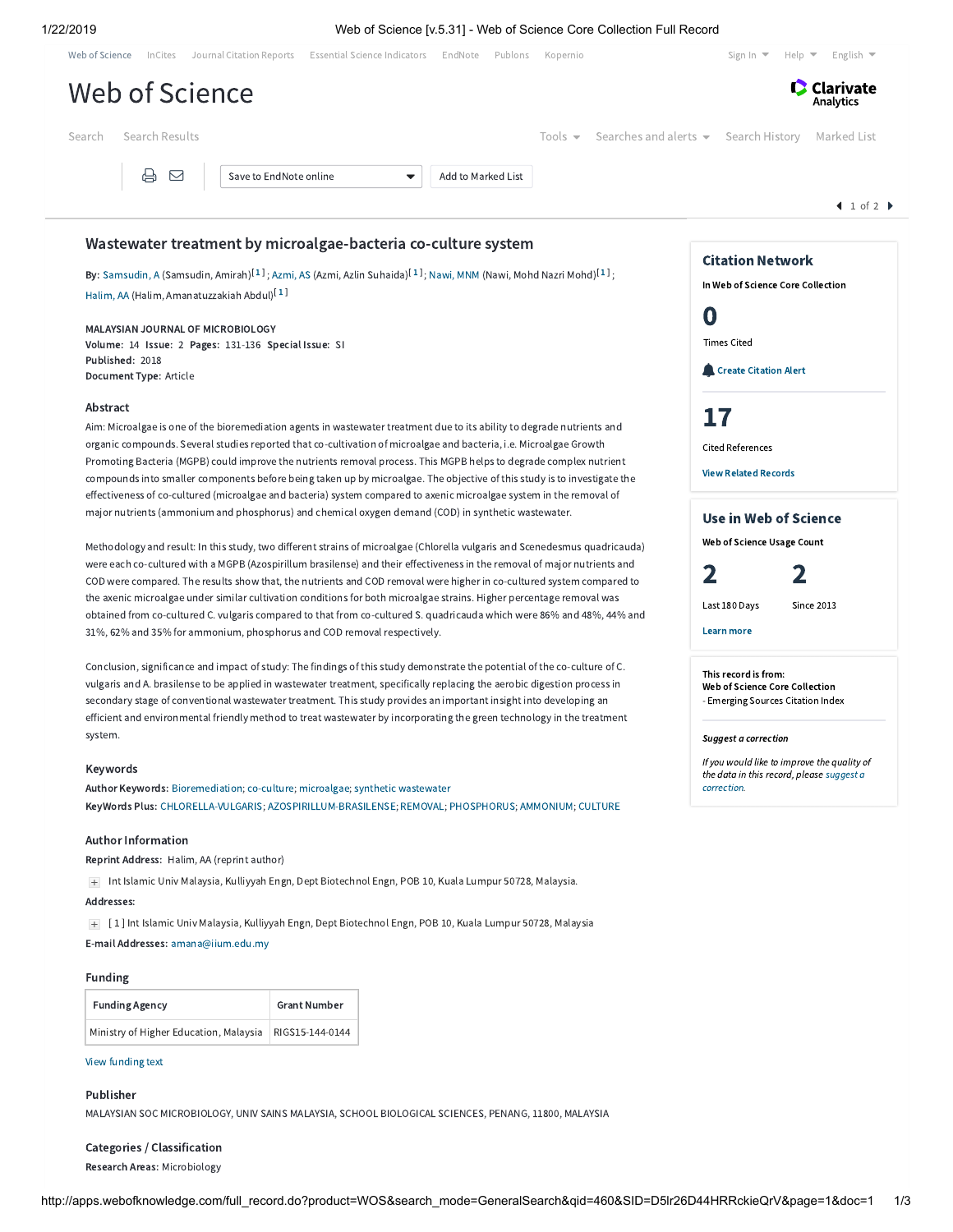# Wastewater treatment by microalgae-bacteria co-culture system

**By:** Samsudin, A (Samsudin, Amirah)[1]; Azmi, AS (Azmi, Azlin Suhaida)[1]; Nawi, MNM (Nawi, Mohd Nazri Mohd)[1]; Halim, AA (Halim, Amanatuzzakiah Abdul)[1]

**MALAYSIAN JOURNAL OF MICROBIOLOGY**
**Volume:** 14 **Issue:** 2 **Pages:** 131-136 **Special Issue:** SI
**Published:** 2018
**Document Type:** Article

## Citation Network

In Web of Science Core Collection

**0** Times Cited

Create Citation Alert

**17** Cited References

View Related Records

## Use in Web of Science

Web of Science Usage Count

**2** Last 180 Days

**2** Since 2013

Learn more

This record is from:
Web of Science Core Collection
- Emerging Sources Citation Index

*Suggest a correction*

*If you would like to improve the quality of the data in this record, please suggest a correction.*

## Abstract

Aim: Microalgae is one of the bioremediation agents in wastewater treatment due to its ability to degrade nutrients and organic compounds. Several studies reported that co-cultivation of microalgae and bacteria, i.e. Microalgae Growth Promoting Bacteria (MGPB) could improve the nutrients removal process. This MGPB helps to degrade complex nutrient compounds into smaller components before being taken up by microalgae. The objective of this study is to investigate the effectiveness of co-cultured (microalgae and bacteria) system compared to axenic microalgae system in the removal of major nutrients (ammonium and phosphorus) and chemical oxygen demand (COD) in synthetic wastewater.

Methodology and result: In this study, two different strains of microalgae (Chlorella vulgaris and Scenedesmus quadricauda) were each co-cultured with a MGPB (Azospirillum brasilense) and their effectiveness in the removal of major nutrients and COD were compared. The results show that, the nutrients and COD removal were higher in co-cultured system compared to the axenic microalgae under similar cultivation conditions for both microalgae strains. Higher percentage removal was obtained from co-cultured C. vulgaris compared to that from co-cultured S. quadricauda which were 86% and 48%, 44% and 31%, 62% and 35% for ammonium, phosphorus and COD removal respectively.

Conclusion, significance and impact of study: The findings of this study demonstrate the potential of the co-culture of C. vulgaris and A. brasilense to be applied in wastewater treatment, specifically replacing the aerobic digestion process in secondary stage of conventional wastewater treatment. This study provides an important insight into developing an efficient and environmental friendly method to treat wastewater by incorporating the green technology in the treatment system.

## Keywords

**Author Keywords:** Bioremediation; co-culture; microalgae; synthetic wastewater
**KeyWords Plus:** CHLORELLA-VULGARIS; AZOSPIRILLUM-BRASILENSE; REMOVAL; PHOSPHORUS; AMMONIUM; CULTURE

## Author Information

**Reprint Address:** Halim, AA (reprint author)

Int Islamic Univ Malaysia, Kulliyyah Engn, Dept Biotechnol Engn, POB 10, Kuala Lumpur 50728, Malaysia.

**Addresses:**

[1] Int Islamic Univ Malaysia, Kulliyyah Engn, Dept Biotechnol Engn, POB 10, Kuala Lumpur 50728, Malaysia

**E-mail Addresses:** amana@iium.edu.my

## Funding

| Funding Agency | Grant Number |
| --- | --- |
| Ministry of Higher Education, Malaysia | RIGS15-144-0144 |

View funding text

## Publisher

MALAYSIAN SOC MICROBIOLOGY, UNIV SAINS MALAYSIA, SCHOOL BIOLOGICAL SCIENCES, PENANG, 11800, MALAYSIA

## Categories / Classification

**Research Areas:** Microbiology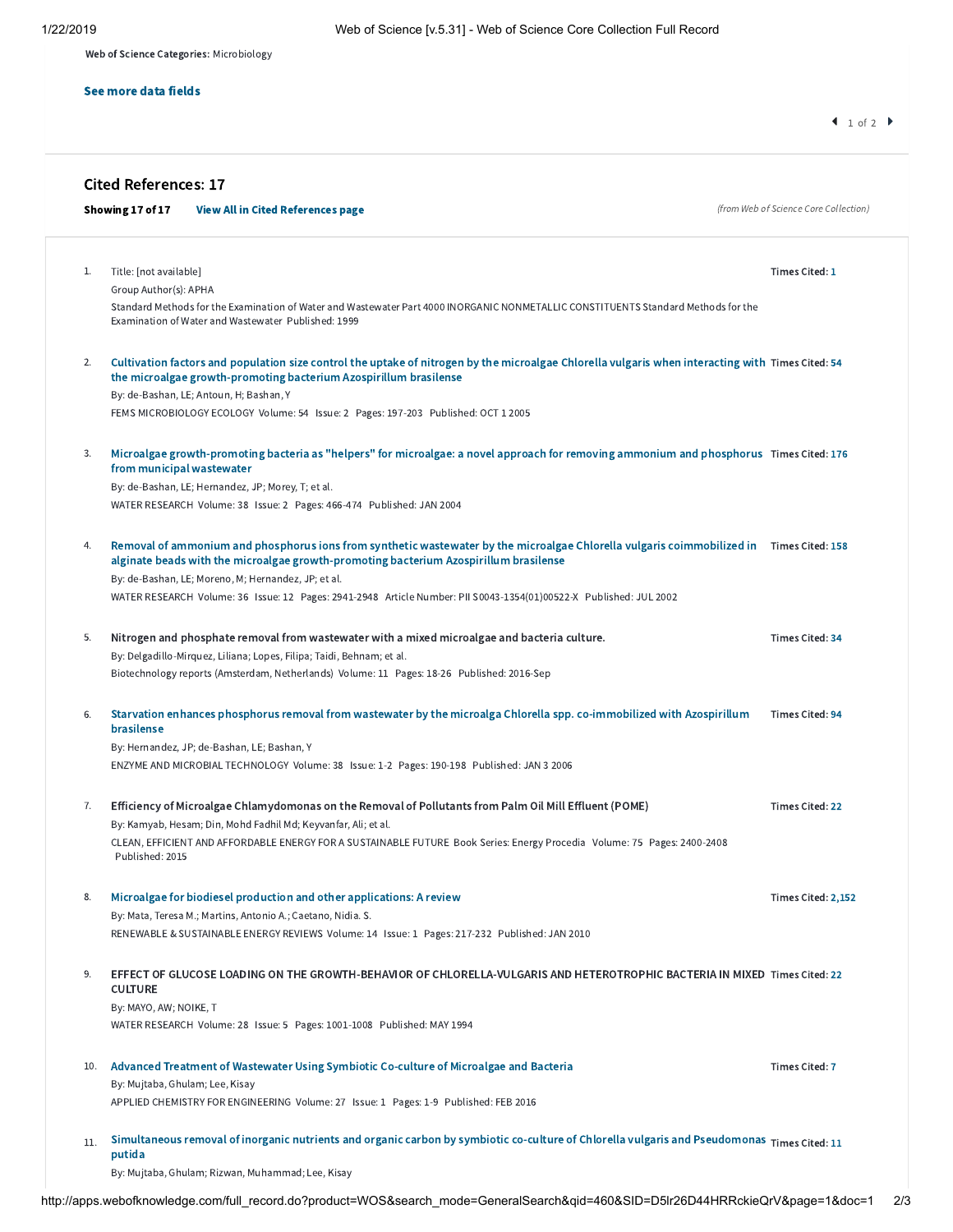**Web of Science Categories:** Microbiology

See more data fields

1 of 2

## Cited References: 17

**Showing 17 of 17** View All in Cited References page

*(from Web of Science Core Collection)*

1. Title: [not available]
   Group Author(s): APHA
   Standard Methods for the Examination of Water and Wastewater Part 4000 INORGANIC NONMETALLIC CONSTITUENTS Standard Methods for the Examination of Water and Wastewater Published: 1999
   **Times Cited:** 1

2. Cultivation factors and population size control the uptake of nitrogen by the microalgae Chlorella vulgaris when interacting with the microalgae growth-promoting bacterium Azospirillum brasilense
   By: de-Bashan, LE; Antoun, H; Bashan, Y
   FEMS MICROBIOLOGY ECOLOGY Volume: 54 Issue: 2 Pages: 197-203 Published: OCT 1 2005
   **Times Cited:** 54

3. Microalgae growth-promoting bacteria as "helpers" for microalgae: a novel approach for removing ammonium and phosphorus from municipal wastewater
   By: de-Bashan, LE; Hernandez, JP; Morey, T; et al.
   WATER RESEARCH Volume: 38 Issue: 2 Pages: 466-474 Published: JAN 2004
   **Times Cited:** 176

4. Removal of ammonium and phosphorus ions from synthetic wastewater by the microalgae Chlorella vulgaris coimmobilized in alginate beads with the microalgae growth-promoting bacterium Azospirillum brasilense
   By: de-Bashan, LE; Moreno, M; Hernandez, JP; et al.
   WATER RESEARCH Volume: 36 Issue: 12 Pages: 2941-2948 Article Number: PII S0043-1354(01)00522-X Published: JUL 2002
   **Times Cited:** 158

5. Nitrogen and phosphate removal from wastewater with a mixed microalgae and bacteria culture.
   By: Delgadillo-Mirquez, Liliana; Lopes, Filipa; Taidi, Behnam; et al.
   Biotechnology reports (Amsterdam, Netherlands) Volume: 11 Pages: 18-26 Published: 2016-Sep
   **Times Cited:** 34

6. Starvation enhances phosphorus removal from wastewater by the microalga Chlorella spp. co-immobilized with Azospirillum brasilense
   By: Hernandez, JP; de-Bashan, LE; Bashan, Y
   ENZYME AND MICROBIAL TECHNOLOGY Volume: 38 Issue: 1-2 Pages: 190-198 Published: JAN 3 2006
   **Times Cited:** 94

7. Efficiency of Microalgae Chlamydomonas on the Removal of Pollutants from Palm Oil Mill Effluent (POME)
   By: Kamyab, Hesam; Din, Mohd Fadhil Md; Keyvanfar, Ali; et al.
   CLEAN, EFFICIENT AND AFFORDABLE ENERGY FOR A SUSTAINABLE FUTURE Book Series: Energy Procedia Volume: 75 Pages: 2400-2408 Published: 2015
   **Times Cited:** 22

8. Microalgae for biodiesel production and other applications: A review
   By: Mata, Teresa M.; Martins, Antonio A.; Caetano, Nidia. S.
   RENEWABLE & SUSTAINABLE ENERGY REVIEWS Volume: 14 Issue: 1 Pages: 217-232 Published: JAN 2010
   **Times Cited:** 2,152

9. EFFECT OF GLUCOSE LOADING ON THE GROWTH-BEHAVIOR OF CHLORELLA-VULGARIS AND HETEROTROPHIC BACTERIA IN MIXED CULTURE
   By: MAYO, AW; NOIKE, T
   WATER RESEARCH Volume: 28 Issue: 5 Pages: 1001-1008 Published: MAY 1994
   **Times Cited:** 22

10. Advanced Treatment of Wastewater Using Symbiotic Co-culture of Microalgae and Bacteria
    By: Mujtaba, Ghulam; Lee, Kisay
    APPLIED CHEMISTRY FOR ENGINEERING Volume: 27 Issue: 1 Pages: 1-9 Published: FEB 2016
    **Times Cited:** 7

11. Simultaneous removal of inorganic nutrients and organic carbon by symbiotic co-culture of Chlorella vulgaris and Pseudomonas putida
    By: Mujtaba, Ghulam; Rizwan, Muhammad; Lee, Kisay
    **Times Cited:** 11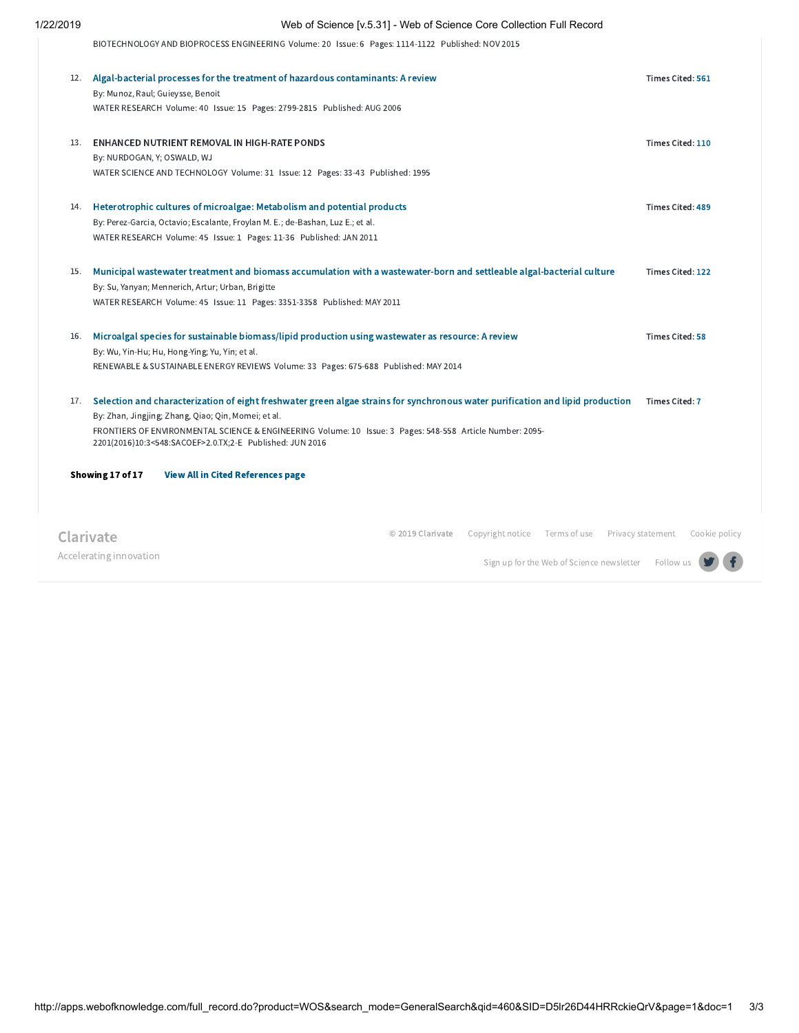BIOTECHNOLOGY AND BIOPROCESS ENGINEERING Volume: 20 Issue: 6 Pages: 1114-1122 Published: NOV 2015

12. **Algal-bacterial processes for the treatment of hazardous contaminants: A review** — Times Cited: 561
    By: Munoz, Raul; Guieysse, Benoit
    WATER RESEARCH Volume: 40 Issue: 15 Pages: 2799-2815 Published: AUG 2006

13. **ENHANCED NUTRIENT REMOVAL IN HIGH-RATE PONDS** — Times Cited: 110
    By: NURDOGAN, Y; OSWALD, WJ
    WATER SCIENCE AND TECHNOLOGY Volume: 31 Issue: 12 Pages: 33-43 Published: 1995

14. **Heterotrophic cultures of microalgae: Metabolism and potential products** — Times Cited: 489
    By: Perez-Garcia, Octavio; Escalante, Froylan M. E.; de-Bashan, Luz E.; et al.
    WATER RESEARCH Volume: 45 Issue: 1 Pages: 11-36 Published: JAN 2011

15. **Municipal wastewater treatment and biomass accumulation with a wastewater-born and settleable algal-bacterial culture** — Times Cited: 122
    By: Su, Yanyan; Mennerich, Artur; Urban, Brigitte
    WATER RESEARCH Volume: 45 Issue: 11 Pages: 3351-3358 Published: MAY 2011

16. **Microalgal species for sustainable biomass/lipid production using wastewater as resource: A review** — Times Cited: 58
    By: Wu, Yin-Hu; Hu, Hong-Ying; Yu, Yin; et al.
    RENEWABLE & SUSTAINABLE ENERGY REVIEWS Volume: 33 Pages: 675-688 Published: MAY 2014

17. **Selection and characterization of eight freshwater green algae strains for synchronous water purification and lipid production** — Times Cited: 7
    By: Zhan, Jingjing; Zhang, Qiao; Qin, Momei; et al.
    FRONTIERS OF ENVIRONMENTAL SCIENCE & ENGINEERING Volume: 10 Issue: 3 Pages: 548-558 Article Number: 2095-2201(2016)10:3<548:SACOEF>2.0.TX;2-E Published: JUN 2016

**Showing 17 of 17** **View All in Cited References page**

Clarivate
Accelerating innovation

© 2019 Clarivate Copyright notice Terms of use Privacy statement Cookie policy

Sign up for the Web of Science newsletter Follow us